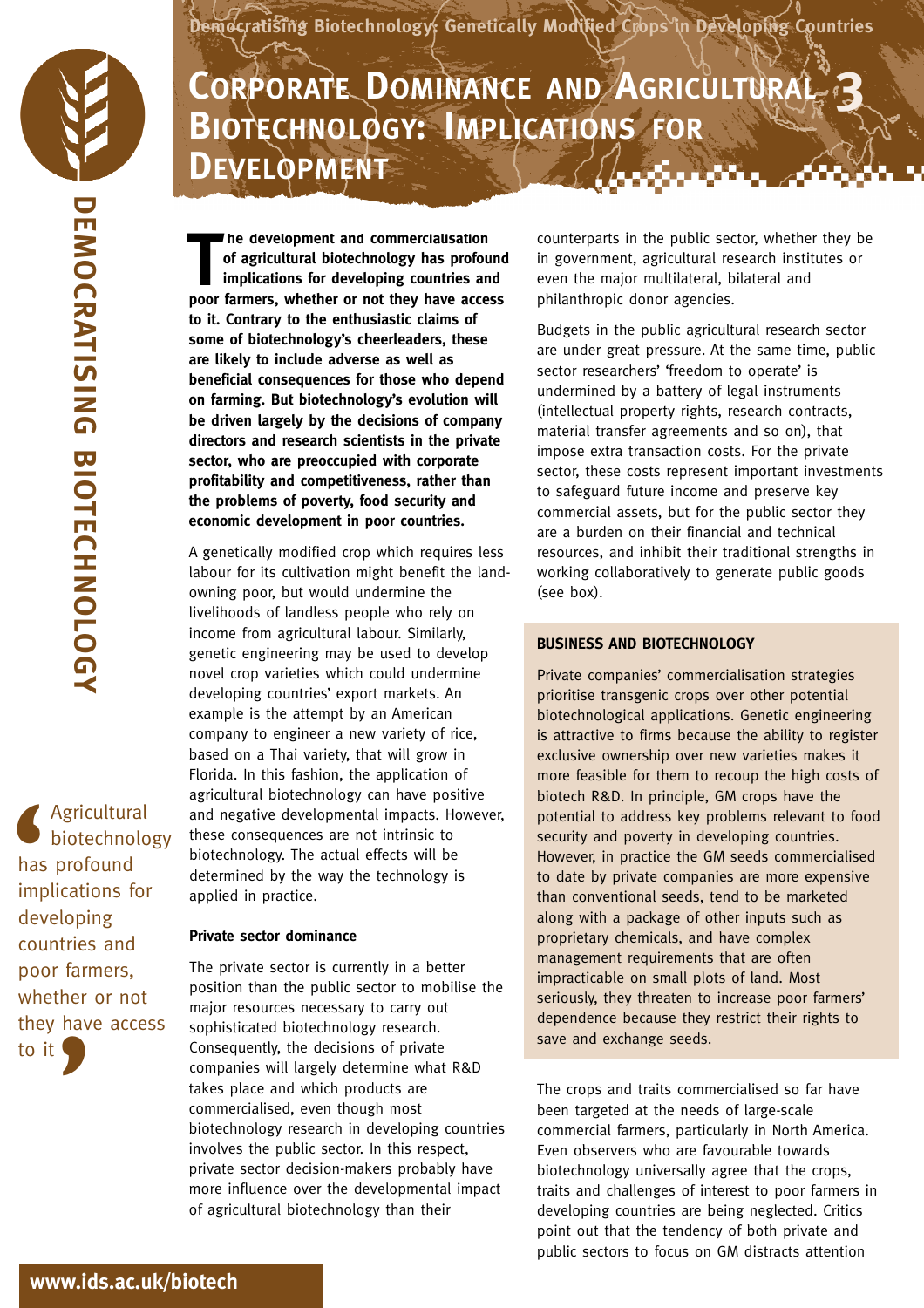# Corporate Dominance and Agricultural Biotechnology: Implications for Development

**The development and commercialisation of agricultural biotechnology has profound implications for developing countries and poor farmers, whether or not they have access to it. Contrary to the enthusiastic claims of some of biotechnology's cheerleaders, these are likely to include adverse as well as beneficial consequences for those who depend on farming. But biotechnology's evolution will be driven largely by the decisions of company directors and research scientists in the private sector, who are preoccupied with corporate profitability and competitiveness, rather than the problems of poverty, food security and economic development in poor countries.**

A genetically modified crop which requires less labour for its cultivation might benefit the land-owning poor, but would undermine the livelihoods of landless people who rely on income from agricultural labour. Similarly, genetic engineering may be used to develop novel crop varieties which could undermine developing countries' export markets. An example is the attempt by an American company to engineer a new variety of rice, based on a Thai variety, that will grow in Florida. In this fashion, the application of agricultural biotechnology can have positive and negative developmental impacts. However, these consequences are not intrinsic to biotechnology. The actual effects will be determined by the way the technology is applied in practice.

> Agricultural biotechnology has profound implications for developing countries and poor farmers, whether or not they have access to it

### Private sector dominance

The private sector is currently in a better position than the public sector to mobilise the major resources necessary to carry out sophisticated biotechnology research. Consequently, the decisions of private companies will largely determine what R&D takes place and which products are commercialised, even though most biotechnology research in developing countries involves the public sector. In this respect, private sector decision-makers probably have more influence over the developmental impact of agricultural biotechnology than their counterparts in the public sector, whether they be in government, agricultural research institutes or even the major multilateral, bilateral and philanthropic donor agencies.

Budgets in the public agricultural research sector are under great pressure. At the same time, public sector researchers' 'freedom to operate' is undermined by a battery of legal instruments (intellectual property rights, research contracts, material transfer agreements and so on), that impose extra transaction costs. For the private sector, these costs represent important investments to safeguard future income and preserve key commercial assets, but for the public sector they are a burden on their financial and technical resources, and inhibit their traditional strengths in working collaboratively to generate public goods (see box).

> **BUSINESS AND BIOTECHNOLOGY**
>
> Private companies' commercialisation strategies prioritise transgenic crops over other potential biotechnological applications. Genetic engineering is attractive to firms because the ability to register exclusive ownership over new varieties makes it more feasible for them to recoup the high costs of biotech R&D. In principle, GM crops have the potential to address key problems relevant to food security and poverty in developing countries. However, in practice the GM seeds commercialised to date by private companies are more expensive than conventional seeds, tend to be marketed along with a package of other inputs such as proprietary chemicals, and have complex management requirements that are often impracticable on small plots of land. Most seriously, they threaten to increase poor farmers' dependence because they restrict their rights to save and exchange seeds.

The crops and traits commercialised so far have been targeted at the needs of large-scale commercial farmers, particularly in North America. Even observers who are favourable towards biotechnology universally agree that the crops, traits and challenges of interest to poor farmers in developing countries are being neglected. Critics point out that the tendency of both private and public sectors to focus on GM distracts attention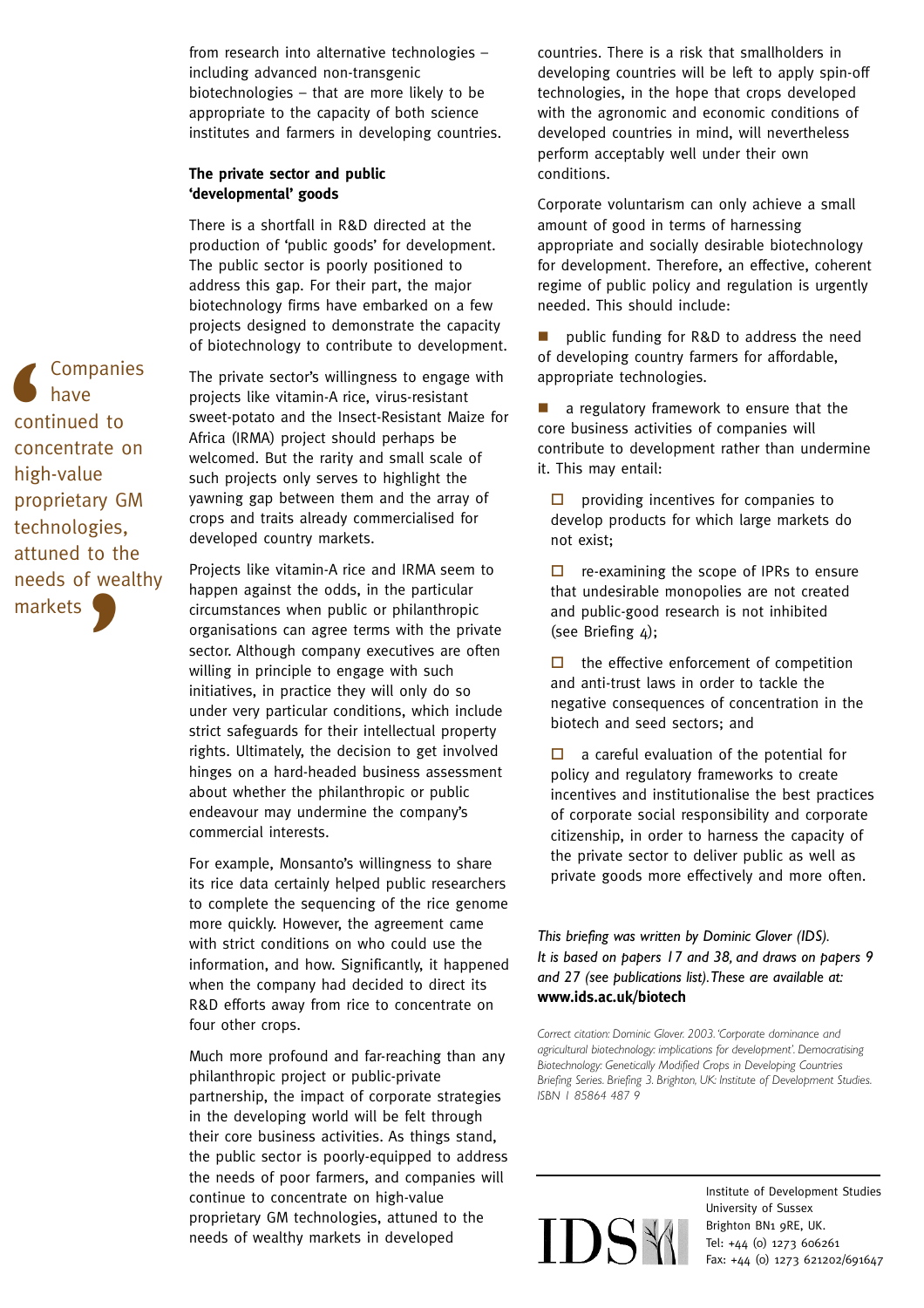> Companies have continued to concentrate on high-value proprietary GM technologies, attuned to the needs of wealthy markets

from research into alternative technologies – including advanced non-transgenic biotechnologies – that are more likely to be appropriate to the capacity of both science institutes and farmers in developing countries.

**The private sector and public 'developmental' goods**

There is a shortfall in R&D directed at the production of 'public goods' for development. The public sector is poorly positioned to address this gap. For their part, the major biotechnology firms have embarked on a few projects designed to demonstrate the capacity of biotechnology to contribute to development.

The private sector's willingness to engage with projects like vitamin-A rice, virus-resistant sweet-potato and the Insect-Resistant Maize for Africa (IRMA) project should perhaps be welcomed. But the rarity and small scale of such projects only serves to highlight the yawning gap between them and the array of crops and traits already commercialised for developed country markets.

Projects like vitamin-A rice and IRMA seem to happen against the odds, in the particular circumstances when public or philanthropic organisations can agree terms with the private sector. Although company executives are often willing in principle to engage with such initiatives, in practice they will only do so under very particular conditions, which include strict safeguards for their intellectual property rights. Ultimately, the decision to get involved hinges on a hard-headed business assessment about whether the philanthropic or public endeavour may undermine the company's commercial interests.

For example, Monsanto's willingness to share its rice data certainly helped public researchers to complete the sequencing of the rice genome more quickly. However, the agreement came with strict conditions on who could use the information, and how. Significantly, it happened when the company had decided to direct its R&D efforts away from rice to concentrate on four other crops.

Much more profound and far-reaching than any philanthropic project or public-private partnership, the impact of corporate strategies in the developing world will be felt through their core business activities. As things stand, the public sector is poorly-equipped to address the needs of poor farmers, and companies will continue to concentrate on high-value proprietary GM technologies, attuned to the needs of wealthy markets in developed countries. There is a risk that smallholders in developing countries will be left to apply spin-off technologies, in the hope that crops developed with the agronomic and economic conditions of developed countries in mind, will nevertheless perform acceptably well under their own conditions.

Corporate voluntarism can only achieve a small amount of good in terms of harnessing appropriate and socially desirable biotechnology for development. Therefore, an effective, coherent regime of public policy and regulation is urgently needed. This should include:

- public funding for R&D to address the need of developing country farmers for affordable, appropriate technologies.
- a regulatory framework to ensure that the core business activities of companies will contribute to development rather than undermine it. This may entail:
  - providing incentives for companies to develop products for which large markets do not exist;
  - re-examining the scope of IPRs to ensure that undesirable monopolies are not created and public-good research is not inhibited (see Briefing 4);
  - the effective enforcement of competition and anti-trust laws in order to tackle the negative consequences of concentration in the biotech and seed sectors; and
  - a careful evaluation of the potential for policy and regulatory frameworks to create incentives and institutionalise the best practices of corporate social responsibility and corporate citizenship, in order to harness the capacity of the private sector to deliver public as well as private goods more effectively and more often.

*This briefing was written by Dominic Glover (IDS). It is based on papers 17 and 38, and draws on papers 9 and 27 (see publications list). These are available at:* **www.ids.ac.uk/biotech**

*Correct citation: Dominic Glover. 2003. 'Corporate dominance and agricultural biotechnology: implications for development'. Democratising Biotechnology: Genetically Modified Crops in Developing Countries Briefing Series. Briefing 3. Brighton, UK: Institute of Development Studies. ISBN 1 85864 487 9*

IDS

Institute of Development Studies
University of Sussex
Brighton BN1 9RE, UK.
Tel: +44 (0) 1273 606261
Fax: +44 (0) 1273 621202/691647